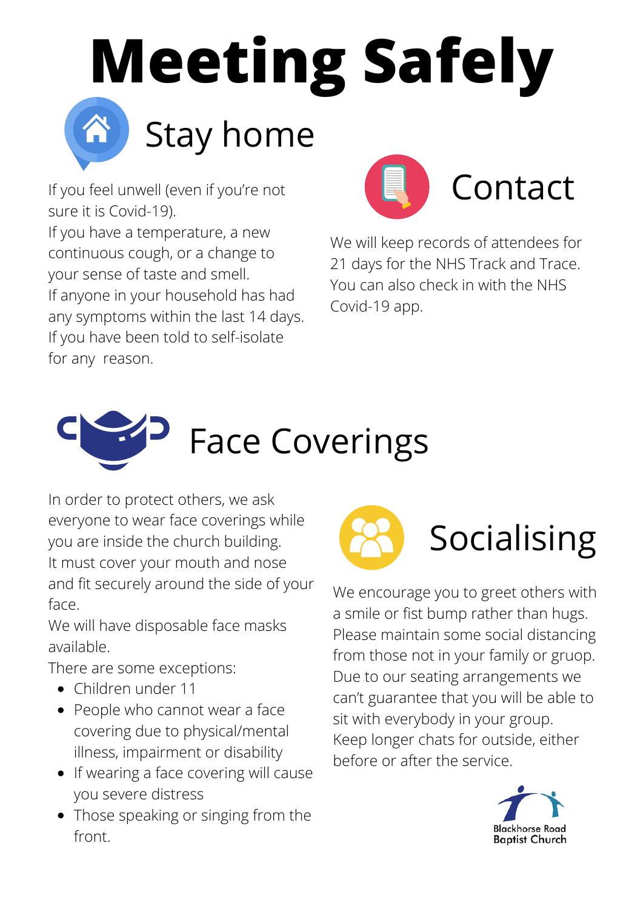# Meeting Safely

## Stay home

If you feel unwell (even if you're not sure it is Covid-19).
If you have a temperature, a new continuous cough, or a change to your sense of taste and smell.
If anyone in your household has had any symptoms within the last 14 days.
If you have been told to self-isolate for any reason.

## Contact

We will keep records of attendees for 21 days for the NHS Track and Trace. You can also check in with the NHS Covid-19 app.

## Face Coverings

In order to protect others, we ask everyone to wear face coverings while you are inside the church building.
It must cover your mouth and nose and fit securely around the side of your face.
We will have disposable face masks available.
There are some exceptions:

- Children under 11
- People who cannot wear a face covering due to physical/mental illness, impairment or disability
- If wearing a face covering will cause you severe distress
- Those speaking or singing from the front.

## Socialising

We encourage you to greet others with a smile or fist bump rather than hugs. Please maintain some social distancing from those not in your family or gruop. Due to our seating arrangements we can't guarantee that you will be able to sit with everybody in your group. Keep longer chats for outside, either before or after the service.

Blackhorse Road Baptist Church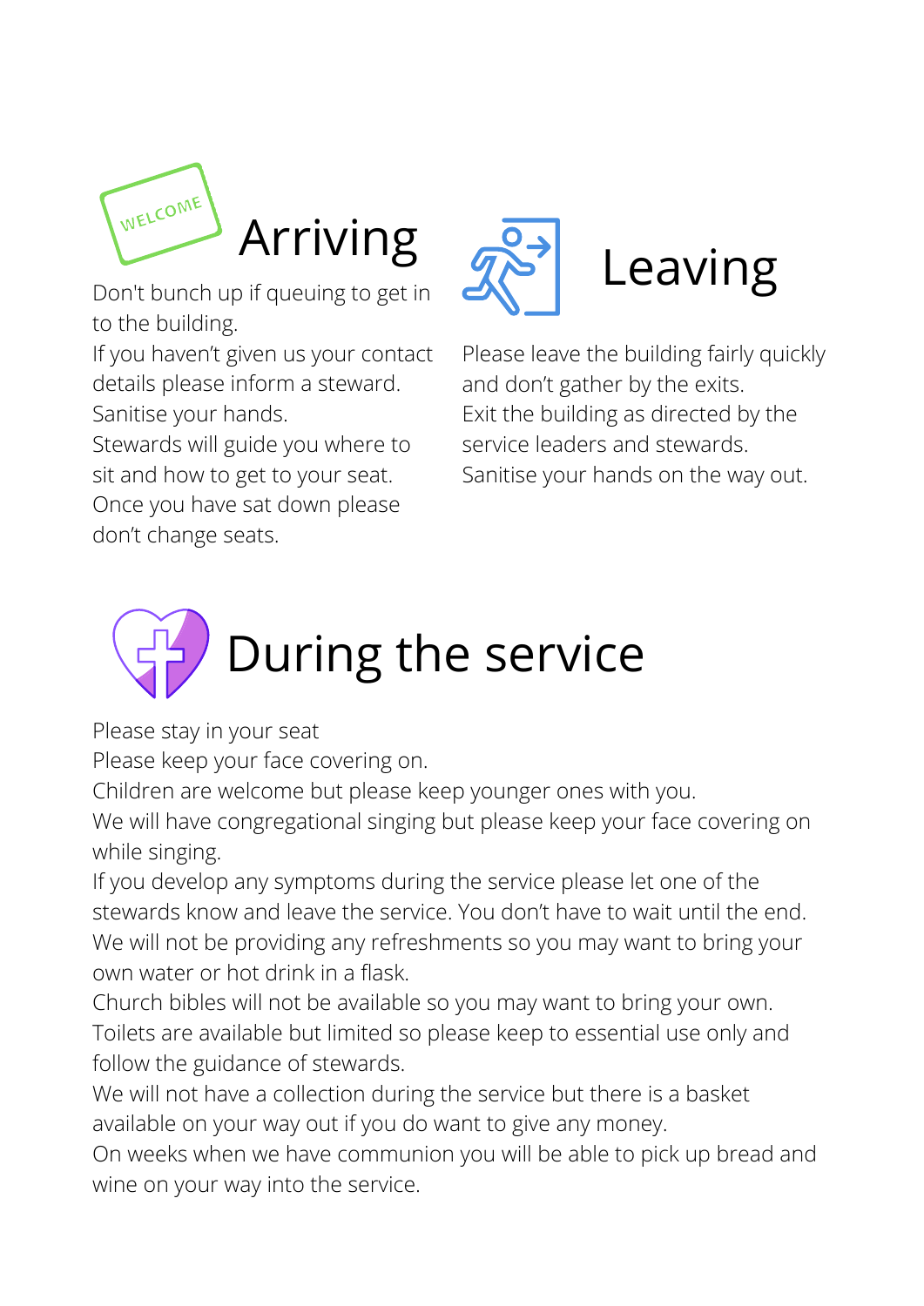## Arriving

Don't bunch up if queuing to get in to the building.
If you haven't given us your contact details please inform a steward.
Sanitise your hands.
Stewards will guide you where to sit and how to get to your seat.
Once you have sat down please don't change seats.

## Leaving

Please leave the building fairly quickly and don't gather by the exits.
Exit the building as directed by the service leaders and stewards.
Sanitise your hands on the way out.

## During the service

Please stay in your seat
Please keep your face covering on.
Children are welcome but please keep younger ones with you.
We will have congregational singing but please keep your face covering on while singing.
If you develop any symptoms during the service please let one of the stewards know and leave the service. You don't have to wait until the end.
We will not be providing any refreshments so you may want to bring your own water or hot drink in a flask.
Church bibles will not be available so you may want to bring your own.
Toilets are available but limited so please keep to essential use only and follow the guidance of stewards.
We will not have a collection during the service but there is a basket available on your way out if you do want to give any money.
On weeks when we have communion you will be able to pick up bread and wine on your way into the service.